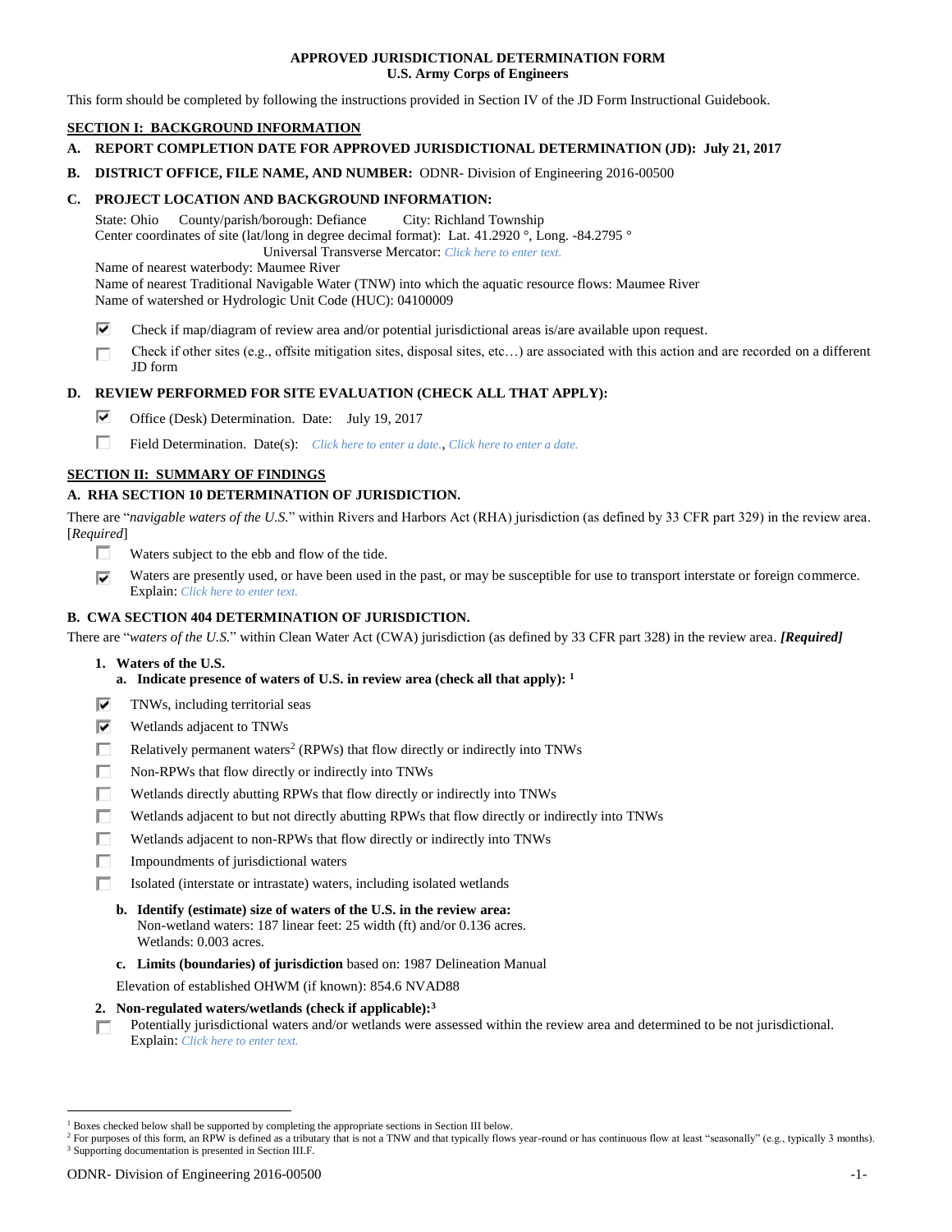**APPROVED JURISDICTIONAL DETERMINATION FORM**
**U.S. Army Corps of Engineers**

This form should be completed by following the instructions provided in Section IV of the JD Form Instructional Guidebook.

## SECTION I: BACKGROUND INFORMATION

**A. REPORT COMPLETION DATE FOR APPROVED JURISDICTIONAL DETERMINATION (JD): July 21, 2017**

**B. DISTRICT OFFICE, FILE NAME, AND NUMBER:** ODNR- Division of Engineering 2016-00500

**C. PROJECT LOCATION AND BACKGROUND INFORMATION:**

State: Ohio County/parish/borough: Defiance City: Richland Township
Center coordinates of site (lat/long in degree decimal format): Lat. 41.2920 °, Long. -84.2795 °
Universal Transverse Mercator: *Click here to enter text.*
Name of nearest waterbody: Maumee River
Name of nearest Traditional Navigable Water (TNW) into which the aquatic resource flows: Maumee River
Name of watershed or Hydrologic Unit Code (HUC): 04100009

- [x] Check if map/diagram of review area and/or potential jurisdictional areas is/are available upon request.
- [ ] Check if other sites (e.g., offsite mitigation sites, disposal sites, etc…) are associated with this action and are recorded on a different JD form

**D. REVIEW PERFORMED FOR SITE EVALUATION (CHECK ALL THAT APPLY):**

- [x] Office (Desk) Determination. Date: July 19, 2017
- [ ] Field Determination. Date(s): *Click here to enter a date.*, *Click here to enter a date.*

## SECTION II: SUMMARY OF FINDINGS

**A. RHA SECTION 10 DETERMINATION OF JURISDICTION.**

There are "*navigable waters of the U.S.*" within Rivers and Harbors Act (RHA) jurisdiction (as defined by 33 CFR part 329) in the review area. [*Required*]

- [ ] Waters subject to the ebb and flow of the tide.
- [x] Waters are presently used, or have been used in the past, or may be susceptible for use to transport interstate or foreign commerce. Explain: *Click here to enter text.*

**B. CWA SECTION 404 DETERMINATION OF JURISDICTION.**

There are "*waters of the U.S.*" within Clean Water Act (CWA) jurisdiction (as defined by 33 CFR part 328) in the review area. ***[Required]***

**1. Waters of the U.S.**

**a. Indicate presence of waters of U.S. in review area (check all that apply):** [1]

- [x] TNWs, including territorial seas
- [x] Wetlands adjacent to TNWs
- [ ] Relatively permanent waters[2] (RPWs) that flow directly or indirectly into TNWs
- [ ] Non-RPWs that flow directly or indirectly into TNWs
- [ ] Wetlands directly abutting RPWs that flow directly or indirectly into TNWs
- [ ] Wetlands adjacent to but not directly abutting RPWs that flow directly or indirectly into TNWs
- [ ] Wetlands adjacent to non-RPWs that flow directly or indirectly into TNWs
- [ ] Impoundments of jurisdictional waters
- [ ] Isolated (interstate or intrastate) waters, including isolated wetlands

**b. Identify (estimate) size of waters of the U.S. in the review area:**
Non-wetland waters: 187 linear feet: 25 width (ft) and/or 0.136 acres.
Wetlands: 0.003 acres.

**c. Limits (boundaries) of jurisdiction** based on: 1987 Delineation Manual

Elevation of established OHWM (if known): 854.6 NVAD88

**2. Non-regulated waters/wetlands (check if applicable):**[3]

- [ ] Potentially jurisdictional waters and/or wetlands were assessed within the review area and determined to be not jurisdictional. Explain: *Click here to enter text.*

---

[1] Boxes checked below shall be supported by completing the appropriate sections in Section III below.
[2] For purposes of this form, an RPW is defined as a tributary that is not a TNW and that typically flows year-round or has continuous flow at least "seasonally" (e.g., typically 3 months).
[3] Supporting documentation is presented in Section III.F.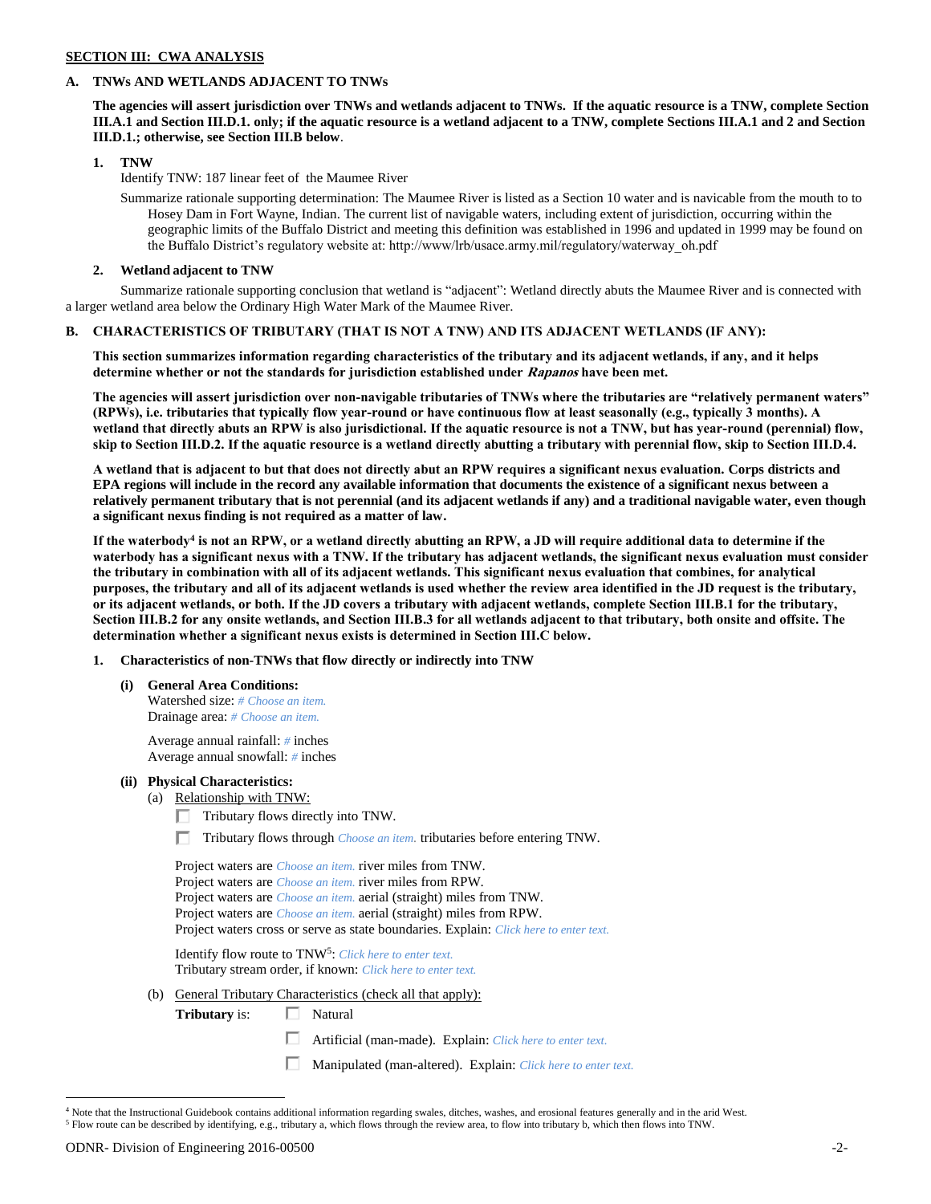**SECTION III: CWA ANALYSIS**

**A. TNWs AND WETLANDS ADJACENT TO TNWs**

**The agencies will assert jurisdiction over TNWs and wetlands adjacent to TNWs. If the aquatic resource is a TNW, complete Section III.A.1 and Section III.D.1. only; if the aquatic resource is a wetland adjacent to a TNW, complete Sections III.A.1 and 2 and Section III.D.1.; otherwise, see Section III.B below.**

**1. TNW**

Identify TNW: 187 linear feet of the Maumee River

Summarize rationale supporting determination: The Maumee River is listed as a Section 10 water and is navicable from the mouth to to Hosey Dam in Fort Wayne, Indian. The current list of navigable waters, including extent of jurisdiction, occurring within the geographic limits of the Buffalo District and meeting this definition was established in 1996 and updated in 1999 may be found on the Buffalo District's regulatory website at: http://www/lrb/usace.army.mil/regulatory/waterway_oh.pdf

**2. Wetland adjacent to TNW**

Summarize rationale supporting conclusion that wetland is "adjacent": Wetland directly abuts the Maumee River and is connected with a larger wetland area below the Ordinary High Water Mark of the Maumee River.

**B. CHARACTERISTICS OF TRIBUTARY (THAT IS NOT A TNW) AND ITS ADJACENT WETLANDS (IF ANY):**

**This section summarizes information regarding characteristics of the tributary and its adjacent wetlands, if any, and it helps determine whether or not the standards for jurisdiction established under *Rapanos* have been met.**

**The agencies will assert jurisdiction over non-navigable tributaries of TNWs where the tributaries are "relatively permanent waters" (RPWs), i.e. tributaries that typically flow year-round or have continuous flow at least seasonally (e.g., typically 3 months). A wetland that directly abuts an RPW is also jurisdictional. If the aquatic resource is not a TNW, but has year-round (perennial) flow, skip to Section III.D.2. If the aquatic resource is a wetland directly abutting a tributary with perennial flow, skip to Section III.D.4.**

**A wetland that is adjacent to but that does not directly abut an RPW requires a significant nexus evaluation. Corps districts and EPA regions will include in the record any available information that documents the existence of a significant nexus between a relatively permanent tributary that is not perennial (and its adjacent wetlands if any) and a traditional navigable water, even though a significant nexus finding is not required as a matter of law.**

**If the waterbody[4] is not an RPW, or a wetland directly abutting an RPW, a JD will require additional data to determine if the waterbody has a significant nexus with a TNW. If the tributary has adjacent wetlands, the significant nexus evaluation must consider the tributary in combination with all of its adjacent wetlands. This significant nexus evaluation that combines, for analytical purposes, the tributary and all of its adjacent wetlands is used whether the review area identified in the JD request is the tributary, or its adjacent wetlands, or both. If the JD covers a tributary with adjacent wetlands, complete Section III.B.1 for the tributary, Section III.B.2 for any onsite wetlands, and Section III.B.3 for all wetlands adjacent to that tributary, both onsite and offsite. The determination whether a significant nexus exists is determined in Section III.C below.**

**1. Characteristics of non-TNWs that flow directly or indirectly into TNW**

**(i) General Area Conditions:**

Watershed size: *# Choose an item.*
Drainage area: *# Choose an item.*

Average annual rainfall: *#* inches
Average annual snowfall: *#* inches

**(ii) Physical Characteristics:**

(a) Relationship with TNW:

☐ Tributary flows directly into TNW.

☐ Tributary flows through *Choose an item.* tributaries before entering TNW.

Project waters are *Choose an item.* river miles from TNW.
Project waters are *Choose an item.* river miles from RPW.
Project waters are *Choose an item.* aerial (straight) miles from TNW.
Project waters are *Choose an item.* aerial (straight) miles from RPW.
Project waters cross or serve as state boundaries. Explain: *Click here to enter text.*

Identify flow route to TNW[5]: *Click here to enter text.*
Tributary stream order, if known: *Click here to enter text.*

(b) General Tributary Characteristics (check all that apply):

**Tributary** is: ☐ Natural

☐ Artificial (man-made). Explain: *Click here to enter text.*

☐ Manipulated (man-altered). Explain: *Click here to enter text.*

---

[4] Note that the Instructional Guidebook contains additional information regarding swales, ditches, washes, and erosional features generally and in the arid West.

[5] Flow route can be described by identifying, e.g., tributary a, which flows through the review area, to flow into tributary b, which then flows into TNW.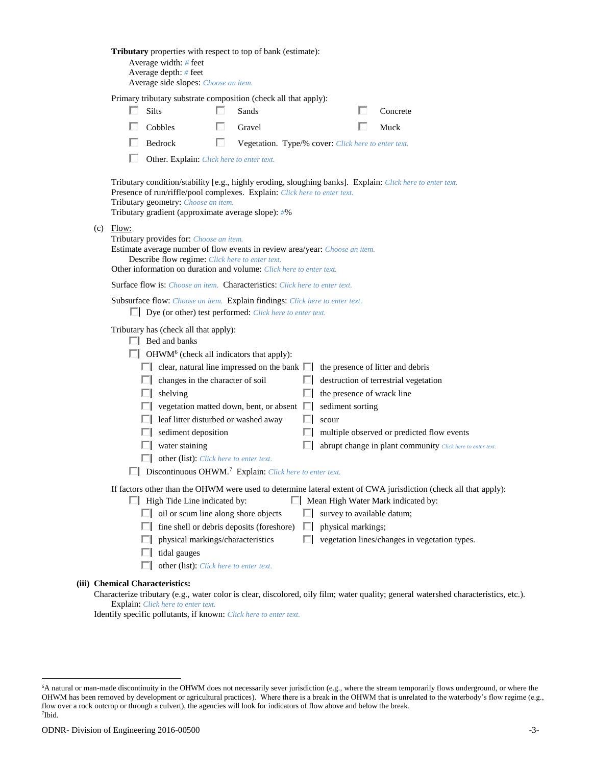**Tributary** properties with respect to top of bank (estimate):

Average width: # feet
Average depth: # feet
Average side slopes: *Choose an item.*

Primary tributary substrate composition (check all that apply):

- ☐ Silts
- ☐ Sands
- ☐ Concrete
- ☐ Cobbles
- ☐ Gravel
- ☐ Muck
- ☐ Bedrock
- ☐ Vegetation. Type/% cover: *Click here to enter text.*
- ☐ Other. Explain: *Click here to enter text.*

Tributary condition/stability [e.g., highly eroding, sloughing banks]. Explain: *Click here to enter text.*
Presence of run/riffle/pool complexes. Explain: *Click here to enter text.*
Tributary geometry: *Choose an item.*
Tributary gradient (approximate average slope): #%

(c) Flow:

Tributary provides for: *Choose an item.*
Estimate average number of flow events in review area/year: *Choose an item.*
Describe flow regime: *Click here to enter text.*
Other information on duration and volume: *Click here to enter text.*

Surface flow is: *Choose an item.* Characteristics: *Click here to enter text.*

Subsurface flow: *Choose an item.* Explain findings: *Click here to enter text.*
☐ Dye (or other) test performed: *Click here to enter text.*

Tributary has (check all that apply):

- ☐ Bed and banks
- ☐ OHWM[6] (check all indicators that apply):
  - ☐ clear, natural line impressed on the bank
  - ☐ the presence of litter and debris
  - ☐ changes in the character of soil
  - ☐ destruction of terrestrial vegetation
  - ☐ shelving
  - ☐ the presence of wrack line
  - ☐ vegetation matted down, bent, or absent
  - ☐ sediment sorting
  - ☐ leaf litter disturbed or washed away
  - ☐ scour
  - ☐ sediment deposition
  - ☐ multiple observed or predicted flow events
  - ☐ water staining
  - ☐ abrupt change in plant community *Click here to enter text.*
  - ☐ other (list): *Click here to enter text.*
- ☐ Discontinuous OHWM.[7] Explain: *Click here to enter text.*

If factors other than the OHWM were used to determine lateral extent of CWA jurisdiction (check all that apply):

- ☐ High Tide Line indicated by:
  - ☐ oil or scum line along shore objects
  - ☐ fine shell or debris deposits (foreshore)
  - ☐ physical markings/characteristics
  - ☐ tidal gauges
  - ☐ other (list): *Click here to enter text.*
- ☐ Mean High Water Mark indicated by:
  - ☐ survey to available datum;
  - ☐ physical markings;
  - ☐ vegetation lines/changes in vegetation types.

**(iii) Chemical Characteristics:**

Characterize tributary (e.g., water color is clear, discolored, oily film; water quality; general watershed characteristics, etc.).
Explain: *Click here to enter text.*
Identify specific pollutants, if known: *Click here to enter text.*

---

[6]A natural or man-made discontinuity in the OHWM does not necessarily sever jurisdiction (e.g., where the stream temporarily flows underground, or where the OHWM has been removed by development or agricultural practices). Where there is a break in the OHWM that is unrelated to the waterbody's flow regime (e.g., flow over a rock outcrop or through a culvert), the agencies will look for indicators of flow above and below the break.
[7]Ibid.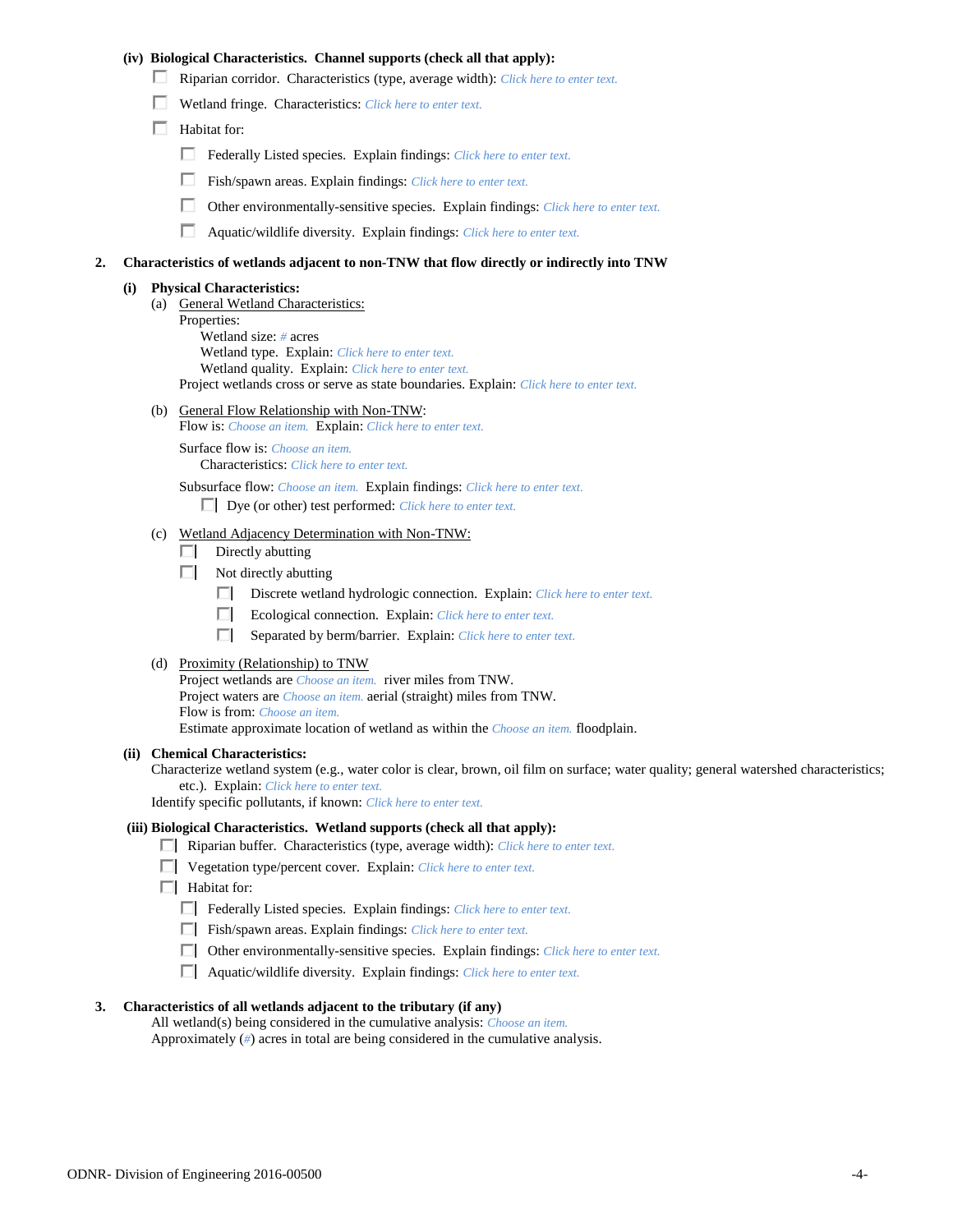**(iv) Biological Characteristics. Channel supports (check all that apply):**

- ☐ Riparian corridor. Characteristics (type, average width): *Click here to enter text.*
- ☐ Wetland fringe. Characteristics: *Click here to enter text.*
- ☐ Habitat for:
  - ☐ Federally Listed species. Explain findings: *Click here to enter text.*
  - ☐ Fish/spawn areas. Explain findings: *Click here to enter text.*
  - ☐ Other environmentally-sensitive species. Explain findings: *Click here to enter text.*
  - ☐ Aquatic/wildlife diversity. Explain findings: *Click here to enter text.*

**2. Characteristics of wetlands adjacent to non-TNW that flow directly or indirectly into TNW**

**(i) Physical Characteristics:**

(a) General Wetland Characteristics:

Properties:

Wetland size: *#* acres

Wetland type. Explain: *Click here to enter text.*

Wetland quality. Explain: *Click here to enter text.*

Project wetlands cross or serve as state boundaries. Explain: *Click here to enter text.*

(b) General Flow Relationship with Non-TNW:

Flow is: *Choose an item.* Explain: *Click here to enter text.*

Surface flow is: *Choose an item.*

Characteristics: *Click here to enter text.*

Subsurface flow: *Choose an item.* Explain findings: *Click here to enter text.*

- ☐ Dye (or other) test performed: *Click here to enter text.*

(c) Wetland Adjacency Determination with Non-TNW:

- ☐ Directly abutting
- ☐ Not directly abutting
  - ☐ Discrete wetland hydrologic connection. Explain: *Click here to enter text.*
  - ☐ Ecological connection. Explain: *Click here to enter text.*
  - ☐ Separated by berm/barrier. Explain: *Click here to enter text.*

(d) Proximity (Relationship) to TNW

Project wetlands are *Choose an item.* river miles from TNW.

Project waters are *Choose an item.* aerial (straight) miles from TNW.

Flow is from: *Choose an item.*

Estimate approximate location of wetland as within the *Choose an item.* floodplain.

**(ii) Chemical Characteristics:**

Characterize wetland system (e.g., water color is clear, brown, oil film on surface; water quality; general watershed characteristics; etc.). Explain: *Click here to enter text.*

Identify specific pollutants, if known: *Click here to enter text.*

**(iii) Biological Characteristics. Wetland supports (check all that apply):**

- ☐ Riparian buffer. Characteristics (type, average width): *Click here to enter text.*
- ☐ Vegetation type/percent cover. Explain: *Click here to enter text.*
- ☐ Habitat for:
  - ☐ Federally Listed species. Explain findings: *Click here to enter text.*
  - ☐ Fish/spawn areas. Explain findings: *Click here to enter text.*
  - ☐ Other environmentally-sensitive species. Explain findings: *Click here to enter text.*
  - ☐ Aquatic/wildlife diversity. Explain findings: *Click here to enter text.*

**3. Characteristics of all wetlands adjacent to the tributary (if any)**

All wetland(s) being considered in the cumulative analysis: *Choose an item.*

Approximately (*#*) acres in total are being considered in the cumulative analysis.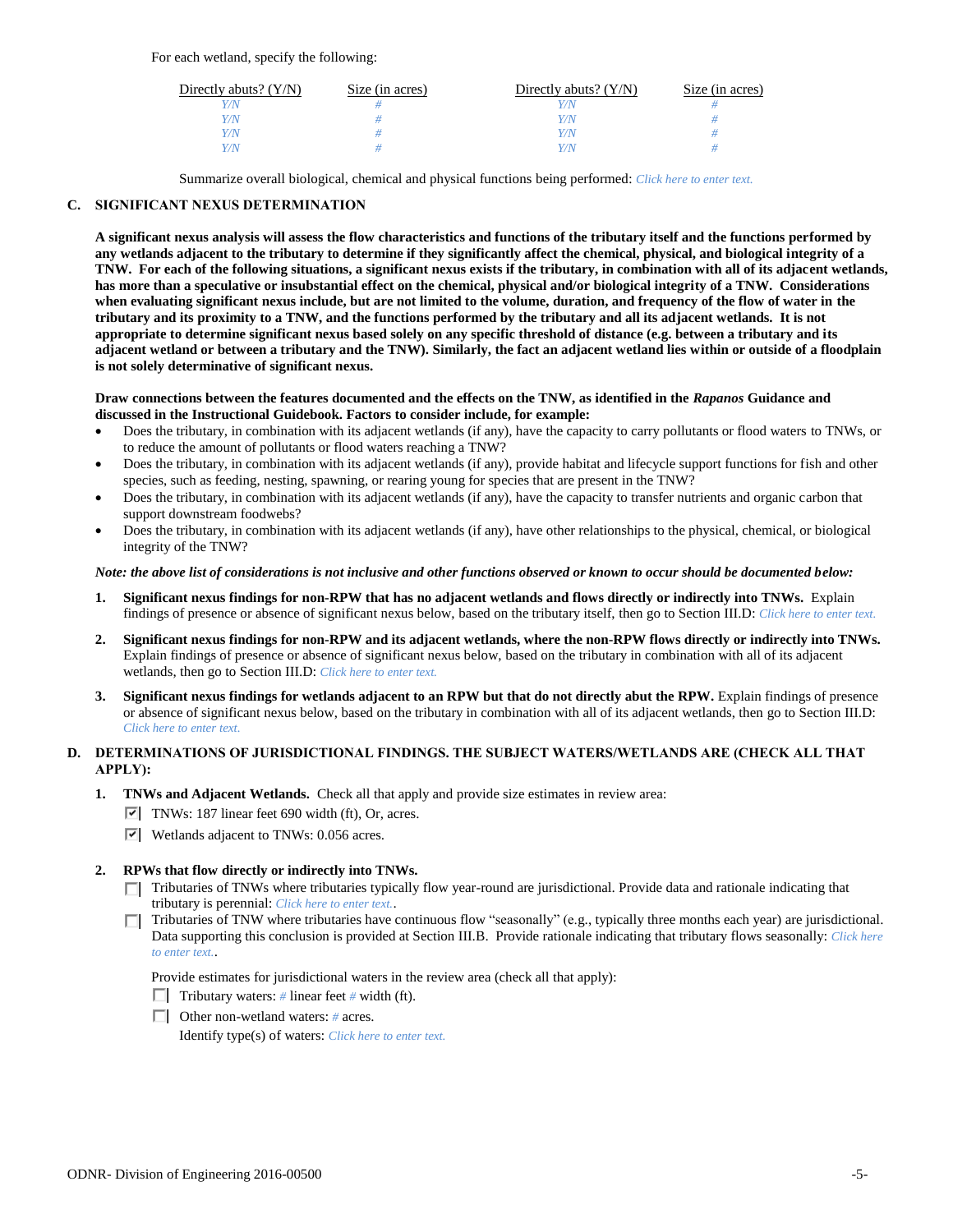For each wetland, specify the following:

| Directly abuts? (Y/N) | Size (in acres) | Directly abuts? (Y/N) | Size (in acres) |
|---|---|---|---|
| Y/N | # | Y/N | # |
| Y/N | # | Y/N | # |
| Y/N | # | Y/N | # |
| Y/N | # | Y/N | # |

Summarize overall biological, chemical and physical functions being performed: *Click here to enter text.*

**C. SIGNIFICANT NEXUS DETERMINATION**

**A significant nexus analysis will assess the flow characteristics and functions of the tributary itself and the functions performed by any wetlands adjacent to the tributary to determine if they significantly affect the chemical, physical, and biological integrity of a TNW. For each of the following situations, a significant nexus exists if the tributary, in combination with all of its adjacent wetlands, has more than a speculative or insubstantial effect on the chemical, physical and/or biological integrity of a TNW. Considerations when evaluating significant nexus include, but are not limited to the volume, duration, and frequency of the flow of water in the tributary and its proximity to a TNW, and the functions performed by the tributary and all its adjacent wetlands. It is not appropriate to determine significant nexus based solely on any specific threshold of distance (e.g. between a tributary and its adjacent wetland or between a tributary and the TNW). Similarly, the fact an adjacent wetland lies within or outside of a floodplain is not solely determinative of significant nexus.**

**Draw connections between the features documented and the effects on the TNW, as identified in the *Rapanos* Guidance and discussed in the Instructional Guidebook. Factors to consider include, for example:**

- Does the tributary, in combination with its adjacent wetlands (if any), have the capacity to carry pollutants or flood waters to TNWs, or to reduce the amount of pollutants or flood waters reaching a TNW?
- Does the tributary, in combination with its adjacent wetlands (if any), provide habitat and lifecycle support functions for fish and other species, such as feeding, nesting, spawning, or rearing young for species that are present in the TNW?
- Does the tributary, in combination with its adjacent wetlands (if any), have the capacity to transfer nutrients and organic carbon that support downstream foodwebs?
- Does the tributary, in combination with its adjacent wetlands (if any), have other relationships to the physical, chemical, or biological integrity of the TNW?

***Note: the above list of considerations is not inclusive and other functions observed or known to occur should be documented below:***

1. **Significant nexus findings for non-RPW that has no adjacent wetlands and flows directly or indirectly into TNWs.** Explain findings of presence or absence of significant nexus below, based on the tributary itself, then go to Section III.D: *Click here to enter text.*

2. **Significant nexus findings for non-RPW and its adjacent wetlands, where the non-RPW flows directly or indirectly into TNWs.** Explain findings of presence or absence of significant nexus below, based on the tributary in combination with all of its adjacent wetlands, then go to Section III.D: *Click here to enter text.*

3. **Significant nexus findings for wetlands adjacent to an RPW but that do not directly abut the RPW.** Explain findings of presence or absence of significant nexus below, based on the tributary in combination with all of its adjacent wetlands, then go to Section III.D: *Click here to enter text.*

**D. DETERMINATIONS OF JURISDICTIONAL FINDINGS. THE SUBJECT WATERS/WETLANDS ARE (CHECK ALL THAT APPLY):**

1. **TNWs and Adjacent Wetlands.** Check all that apply and provide size estimates in review area:
   - ☑ TNWs: 187 linear feet 690 width (ft), Or, acres.
   - ☑ Wetlands adjacent to TNWs: 0.056 acres.

2. **RPWs that flow directly or indirectly into TNWs.**
   - ☐ Tributaries of TNWs where tributaries typically flow year-round are jurisdictional. Provide data and rationale indicating that tributary is perennial: *Click here to enter text.*.
   - ☐ Tributaries of TNW where tributaries have continuous flow "seasonally" (e.g., typically three months each year) are jurisdictional. Data supporting this conclusion is provided at Section III.B. Provide rationale indicating that tributary flows seasonally: *Click here to enter text.*.

   Provide estimates for jurisdictional waters in the review area (check all that apply):
   - ☐ Tributary waters: # linear feet # width (ft).
   - ☐ Other non-wetland waters: # acres.

     Identify type(s) of waters: *Click here to enter text.*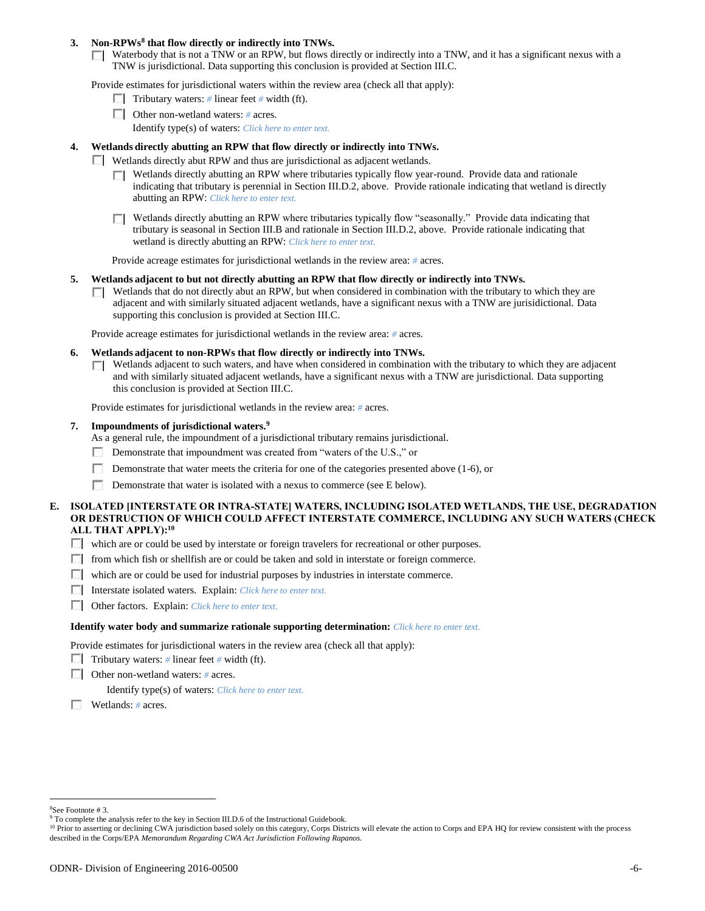**3. Non-RPWs[8] that flow directly or indirectly into TNWs.**

☐ Waterbody that is not a TNW or an RPW, but flows directly or indirectly into a TNW, and it has a significant nexus with a TNW is jurisdictional. Data supporting this conclusion is provided at Section III.C.

Provide estimates for jurisdictional waters within the review area (check all that apply):

☐ Tributary waters: # linear feet # width (ft).

☐ Other non-wetland waters: # acres.

Identify type(s) of waters: *Click here to enter text.*

**4. Wetlands directly abutting an RPW that flow directly or indirectly into TNWs.**

☐ Wetlands directly abut RPW and thus are jurisdictional as adjacent wetlands.

☐ Wetlands directly abutting an RPW where tributaries typically flow year-round. Provide data and rationale indicating that tributary is perennial in Section III.D.2, above. Provide rationale indicating that wetland is directly abutting an RPW: *Click here to enter text.*

☐ Wetlands directly abutting an RPW where tributaries typically flow "seasonally." Provide data indicating that tributary is seasonal in Section III.B and rationale in Section III.D.2, above. Provide rationale indicating that wetland is directly abutting an RPW: *Click here to enter text.*

Provide acreage estimates for jurisdictional wetlands in the review area: # acres.

**5. Wetlands adjacent to but not directly abutting an RPW that flow directly or indirectly into TNWs.**

☐ Wetlands that do not directly abut an RPW, but when considered in combination with the tributary to which they are adjacent and with similarly situated adjacent wetlands, have a significant nexus with a TNW are jurisidictional. Data supporting this conclusion is provided at Section III.C.

Provide acreage estimates for jurisdictional wetlands in the review area: # acres.

**6. Wetlands adjacent to non-RPWs that flow directly or indirectly into TNWs.**

☐ Wetlands adjacent to such waters, and have when considered in combination with the tributary to which they are adjacent and with similarly situated adjacent wetlands, have a significant nexus with a TNW are jurisdictional. Data supporting this conclusion is provided at Section III.C.

Provide estimates for jurisdictional wetlands in the review area: # acres.

**7. Impoundments of jurisdictional waters.[9]**

As a general rule, the impoundment of a jurisdictional tributary remains jurisdictional.

☐ Demonstrate that impoundment was created from "waters of the U.S.," or

☐ Demonstrate that water meets the criteria for one of the categories presented above (1-6), or

☐ Demonstrate that water is isolated with a nexus to commerce (see E below).

**E. ISOLATED [INTERSTATE OR INTRA-STATE] WATERS, INCLUDING ISOLATED WETLANDS, THE USE, DEGRADATION OR DESTRUCTION OF WHICH COULD AFFECT INTERSTATE COMMERCE, INCLUDING ANY SUCH WATERS (CHECK ALL THAT APPLY):[10]**

☐ which are or could be used by interstate or foreign travelers for recreational or other purposes.

☐ from which fish or shellfish are or could be taken and sold in interstate or foreign commerce.

☐ which are or could be used for industrial purposes by industries in interstate commerce.

☐ Interstate isolated waters. Explain: *Click here to enter text.*

☐ Other factors. Explain: *Click here to enter text.*

**Identify water body and summarize rationale supporting determination:** *Click here to enter text.*

Provide estimates for jurisdictional waters in the review area (check all that apply):

☐ Tributary waters: # linear feet # width (ft).

☐ Other non-wetland waters: # acres.

Identify type(s) of waters: *Click here to enter text.*

☐ Wetlands: # acres.

---

[8] See Footnote # 3.

[9] To complete the analysis refer to the key in Section III.D.6 of the Instructional Guidebook.

[10] Prior to asserting or declining CWA jurisdiction based solely on this category, Corps Districts will elevate the action to Corps and EPA HQ for review consistent with the process described in the Corps/EPA *Memorandum Regarding CWA Act Jurisdiction Following Rapanos.*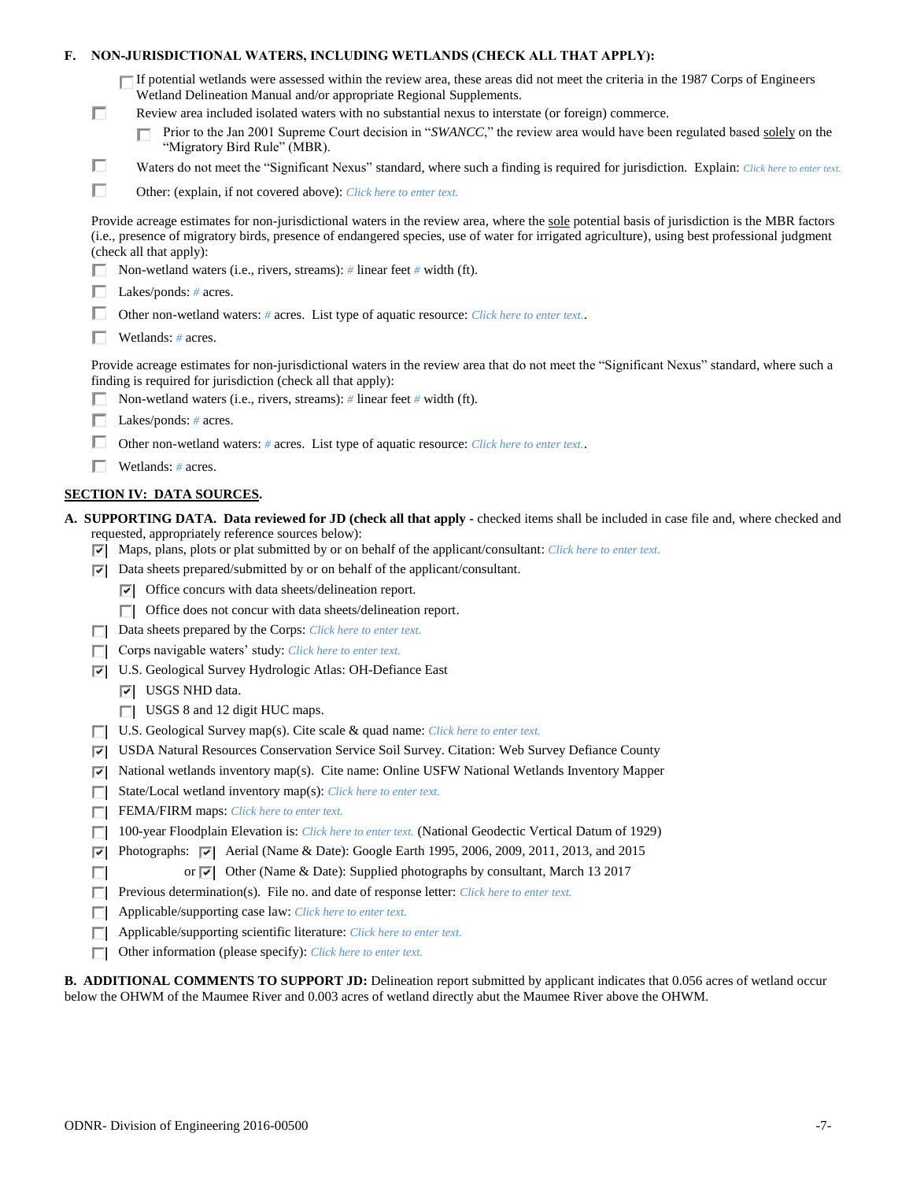**F. NON-JURISDICTIONAL WATERS, INCLUDING WETLANDS (CHECK ALL THAT APPLY):**

- [ ] If potential wetlands were assessed within the review area, these areas did not meet the criteria in the 1987 Corps of Engineers Wetland Delineation Manual and/or appropriate Regional Supplements.
- [ ] Review area included isolated waters with no substantial nexus to interstate (or foreign) commerce.
  - [ ] Prior to the Jan 2001 Supreme Court decision in "*SWANCC*," the review area would have been regulated based solely on the "Migratory Bird Rule" (MBR).
- [ ] Waters do not meet the "Significant Nexus" standard, where such a finding is required for jurisdiction. Explain: *Click here to enter text.*
- [ ] Other: (explain, if not covered above): *Click here to enter text.*

Provide acreage estimates for non-jurisdictional waters in the review area, where the sole potential basis of jurisdiction is the MBR factors (i.e., presence of migratory birds, presence of endangered species, use of water for irrigated agriculture), using best professional judgment (check all that apply):

- [ ] Non-wetland waters (i.e., rivers, streams): *#* linear feet *#* width (ft).
- [ ] Lakes/ponds: *#* acres.
- [ ] Other non-wetland waters: *#* acres. List type of aquatic resource: *Click here to enter text.*.
- [ ] Wetlands: *#* acres.

Provide acreage estimates for non-jurisdictional waters in the review area that do not meet the "Significant Nexus" standard, where such a finding is required for jurisdiction (check all that apply):

- [ ] Non-wetland waters (i.e., rivers, streams): *#* linear feet *#* width (ft).
- [ ] Lakes/ponds: *#* acres.
- [ ] Other non-wetland waters: *#* acres. List type of aquatic resource: *Click here to enter text.*.
- [ ] Wetlands: *#* acres.

## SECTION IV: DATA SOURCES.

**A. SUPPORTING DATA. Data reviewed for JD (check all that apply** - checked items shall be included in case file and, where checked and requested, appropriately reference sources below):

- [x] Maps, plans, plots or plat submitted by or on behalf of the applicant/consultant: *Click here to enter text.*
- [x] Data sheets prepared/submitted by or on behalf of the applicant/consultant.
  - [x] Office concurs with data sheets/delineation report.
  - [ ] Office does not concur with data sheets/delineation report.
- [ ] Data sheets prepared by the Corps: *Click here to enter text.*
- [ ] Corps navigable waters' study: *Click here to enter text.*
- [x] U.S. Geological Survey Hydrologic Atlas: OH-Defiance East
  - [x] USGS NHD data.
  - [ ] USGS 8 and 12 digit HUC maps.
- [ ] U.S. Geological Survey map(s). Cite scale & quad name: *Click here to enter text.*
- [x] USDA Natural Resources Conservation Service Soil Survey. Citation: Web Survey Defiance County
- [x] National wetlands inventory map(s). Cite name: Online USFW National Wetlands Inventory Mapper
- [ ] State/Local wetland inventory map(s): *Click here to enter text.*
- [ ] FEMA/FIRM maps: *Click here to enter text.*
- [ ] 100-year Floodplain Elevation is: *Click here to enter text.* (National Geodectic Vertical Datum of 1929)
- [x] Photographs: [x] Aerial (Name & Date): Google Earth 1995, 2006, 2009, 2011, 2013, and 2015
- [ ] or [x] Other (Name & Date): Supplied photographs by consultant, March 13 2017
- [ ] Previous determination(s). File no. and date of response letter: *Click here to enter text.*
- [ ] Applicable/supporting case law: *Click here to enter text.*
- [ ] Applicable/supporting scientific literature: *Click here to enter text.*
- [ ] Other information (please specify): *Click here to enter text.*

**B. ADDITIONAL COMMENTS TO SUPPORT JD:** Delineation report submitted by applicant indicates that 0.056 acres of wetland occur below the OHWM of the Maumee River and 0.003 acres of wetland directly abut the Maumee River above the OHWM.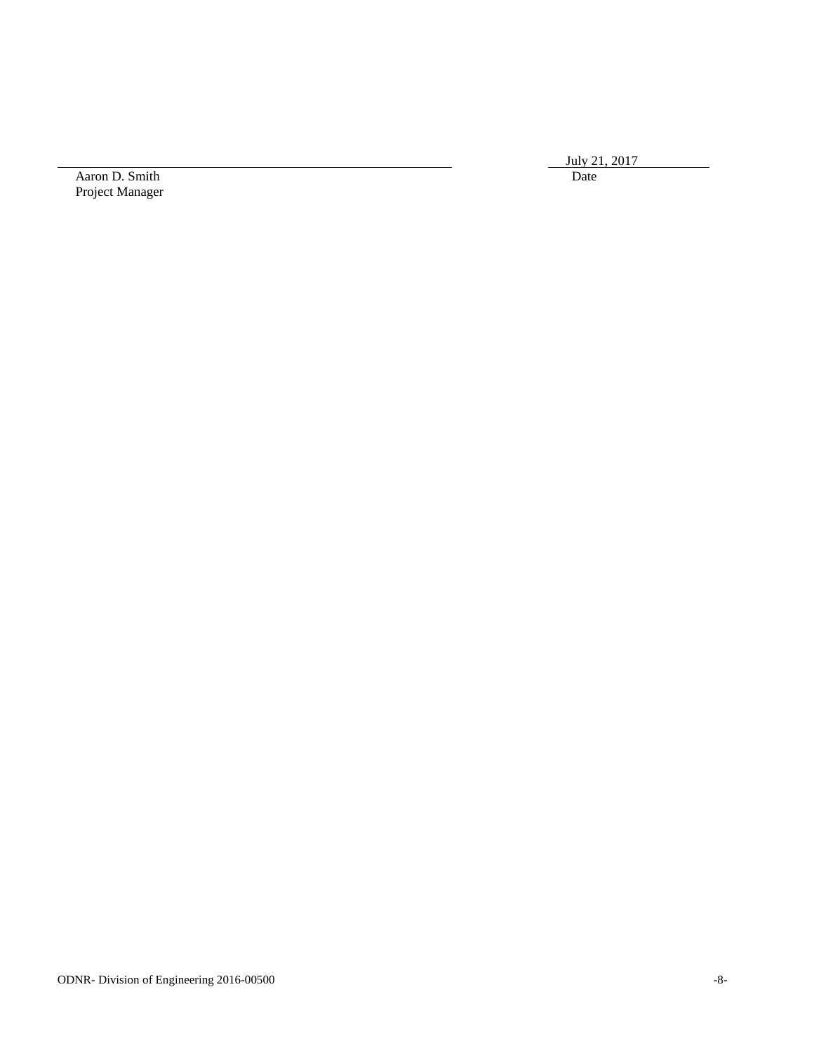\_\_\_\_\_\_\_\_\_\_\_\_\_\_\_\_\_\_\_\_\_\_\_\_\_\_\_\_\_\_\_\_\_\_\_\_\_\_\_\_
Aaron D. Smith
Project Manager

July 21, 2017
Date